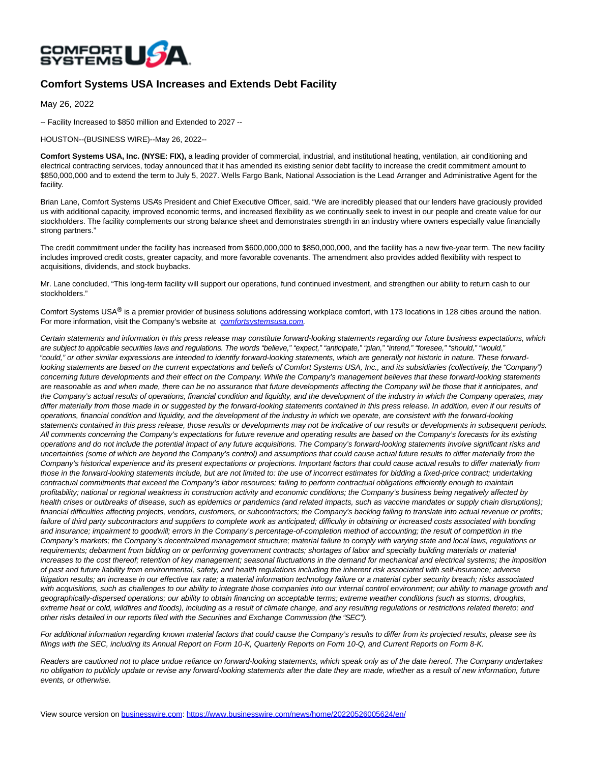# Comfort Systems USA Increases and Extends Debt Facility

May 26, 2022

-- Facility Increased to $850 million and Extended to 2027 --

HOUSTON--(BUSINESS WIRE)--May 26, 2022--

**Comfort Systems USA, Inc. (NYSE: FIX),** a leading provider of commercial, industrial, and institutional heating, ventilation, air conditioning and electrical contracting services, today announced that it has amended its existing senior debt facility to increase the credit commitment amount to $850,000,000 and to extend the term to July 5, 2027. Wells Fargo Bank, National Association is the Lead Arranger and Administrative Agent for the facility.

Brian Lane, Comfort Systems USA's President and Chief Executive Officer, said, "We are incredibly pleased that our lenders have graciously provided us with additional capacity, improved economic terms, and increased flexibility as we continually seek to invest in our people and create value for our stockholders. The facility complements our strong balance sheet and demonstrates strength in an industry where owners especially value financially strong partners."

The credit commitment under the facility has increased from $600,000,000 to $850,000,000, and the facility has a new five-year term. The new facility includes improved credit costs, greater capacity, and more favorable covenants. The amendment also provides added flexibility with respect to acquisitions, dividends, and stock buybacks.

Mr. Lane concluded, "This long-term facility will support our operations, fund continued investment, and strengthen our ability to return cash to our stockholders."

Comfort Systems USA® is a premier provider of business solutions addressing workplace comfort, with 173 locations in 128 cities around the nation. For more information, visit the Company's website at *comfortsystemsusa.com*.

*Certain statements and information in this press release may constitute forward-looking statements regarding our future business expectations, which are subject to applicable securities laws and regulations. The words "believe," "expect," "anticipate," "plan," "intend," "foresee," "should," "would," "could," or other similar expressions are intended to identify forward-looking statements, which are generally not historic in nature. These forward-looking statements are based on the current expectations and beliefs of Comfort Systems USA, Inc., and its subsidiaries (collectively, the "Company") concerning future developments and their effect on the Company. While the Company's management believes that these forward-looking statements are reasonable as and when made, there can be no assurance that future developments affecting the Company will be those that it anticipates, and the Company's actual results of operations, financial condition and liquidity, and the development of the industry in which the Company operates, may differ materially from those made in or suggested by the forward-looking statements contained in this press release. In addition, even if our results of operations, financial condition and liquidity, and the development of the industry in which we operate, are consistent with the forward-looking statements contained in this press release, those results or developments may not be indicative of our results or developments in subsequent periods. All comments concerning the Company's expectations for future revenue and operating results are based on the Company's forecasts for its existing operations and do not include the potential impact of any future acquisitions. The Company's forward-looking statements involve significant risks and uncertainties (some of which are beyond the Company's control) and assumptions that could cause actual future results to differ materially from the Company's historical experience and its present expectations or projections. Important factors that could cause actual results to differ materially from those in the forward-looking statements include, but are not limited to: the use of incorrect estimates for bidding a fixed-price contract; undertaking contractual commitments that exceed the Company's labor resources; failing to perform contractual obligations efficiently enough to maintain profitability; national or regional weakness in construction activity and economic conditions; the Company's business being negatively affected by health crises or outbreaks of disease, such as epidemics or pandemics (and related impacts, such as vaccine mandates or supply chain disruptions); financial difficulties affecting projects, vendors, customers, or subcontractors; the Company's backlog failing to translate into actual revenue or profits; failure of third party subcontractors and suppliers to complete work as anticipated; difficulty in obtaining or increased costs associated with bonding and insurance; impairment to goodwill; errors in the Company's percentage-of-completion method of accounting; the result of competition in the Company's markets; the Company's decentralized management structure; material failure to comply with varying state and local laws, regulations or requirements; debarment from bidding on or performing government contracts; shortages of labor and specialty building materials or material increases to the cost thereof; retention of key management; seasonal fluctuations in the demand for mechanical and electrical systems; the imposition of past and future liability from environmental, safety, and health regulations including the inherent risk associated with self-insurance; adverse litigation results; an increase in our effective tax rate; a material information technology failure or a material cyber security breach; risks associated with acquisitions, such as challenges to our ability to integrate those companies into our internal control environment; our ability to manage growth and geographically-dispersed operations; our ability to obtain financing on acceptable terms; extreme weather conditions (such as storms, droughts, extreme heat or cold, wildfires and floods), including as a result of climate change, and any resulting regulations or restrictions related thereto; and other risks detailed in our reports filed with the Securities and Exchange Commission (the "SEC").*

*For additional information regarding known material factors that could cause the Company's results to differ from its projected results, please see its filings with the SEC, including its Annual Report on Form 10-K, Quarterly Reports on Form 10-Q, and Current Reports on Form 8-K.*

*Readers are cautioned not to place undue reliance on forward-looking statements, which speak only as of the date hereof. The Company undertakes no obligation to publicly update or revise any forward-looking statements after the date they are made, whether as a result of new information, future events, or otherwise.*

View source version on businesswire.com: https://www.businesswire.com/news/home/20220526005624/en/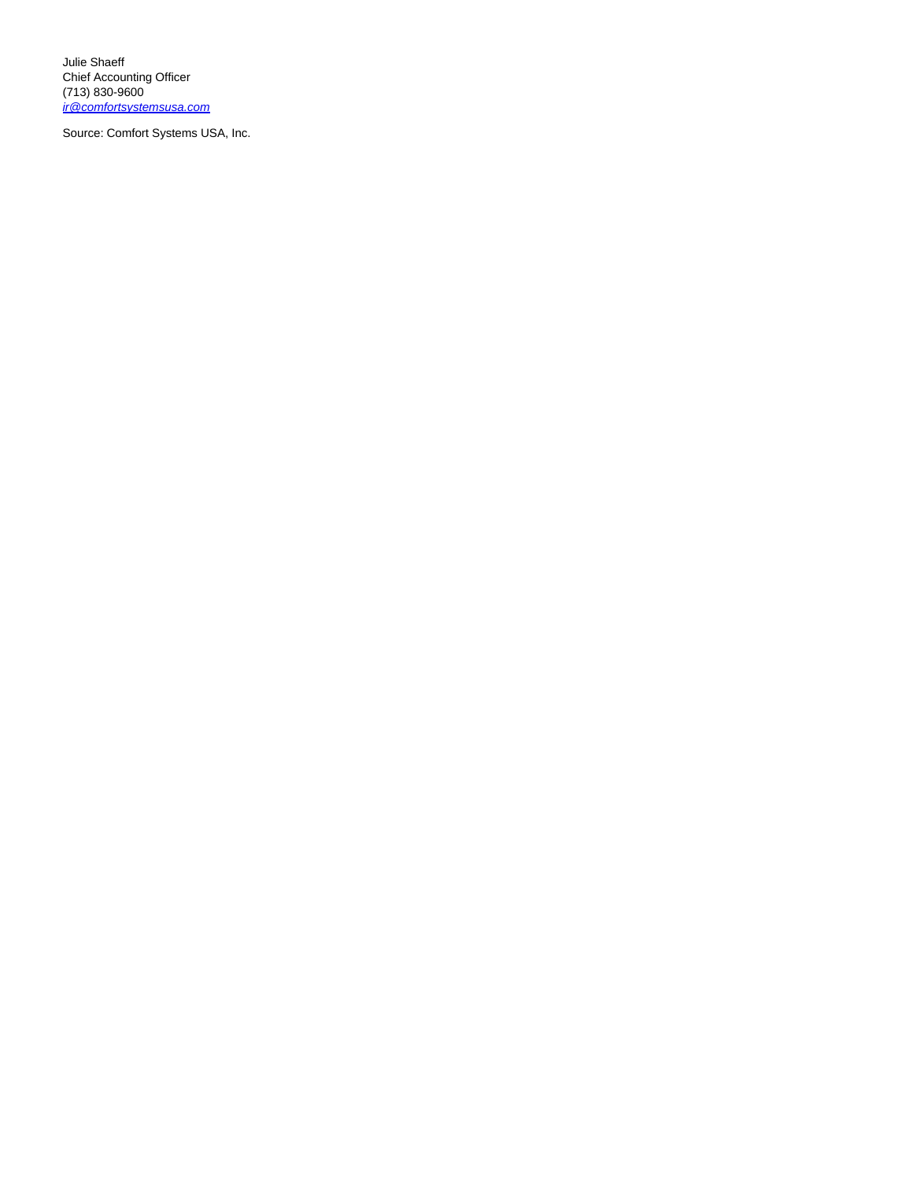Julie Shaeff
Chief Accounting Officer
(713) 830-9600
*ir@comfortsystemsusa.com*

Source: Comfort Systems USA, Inc.